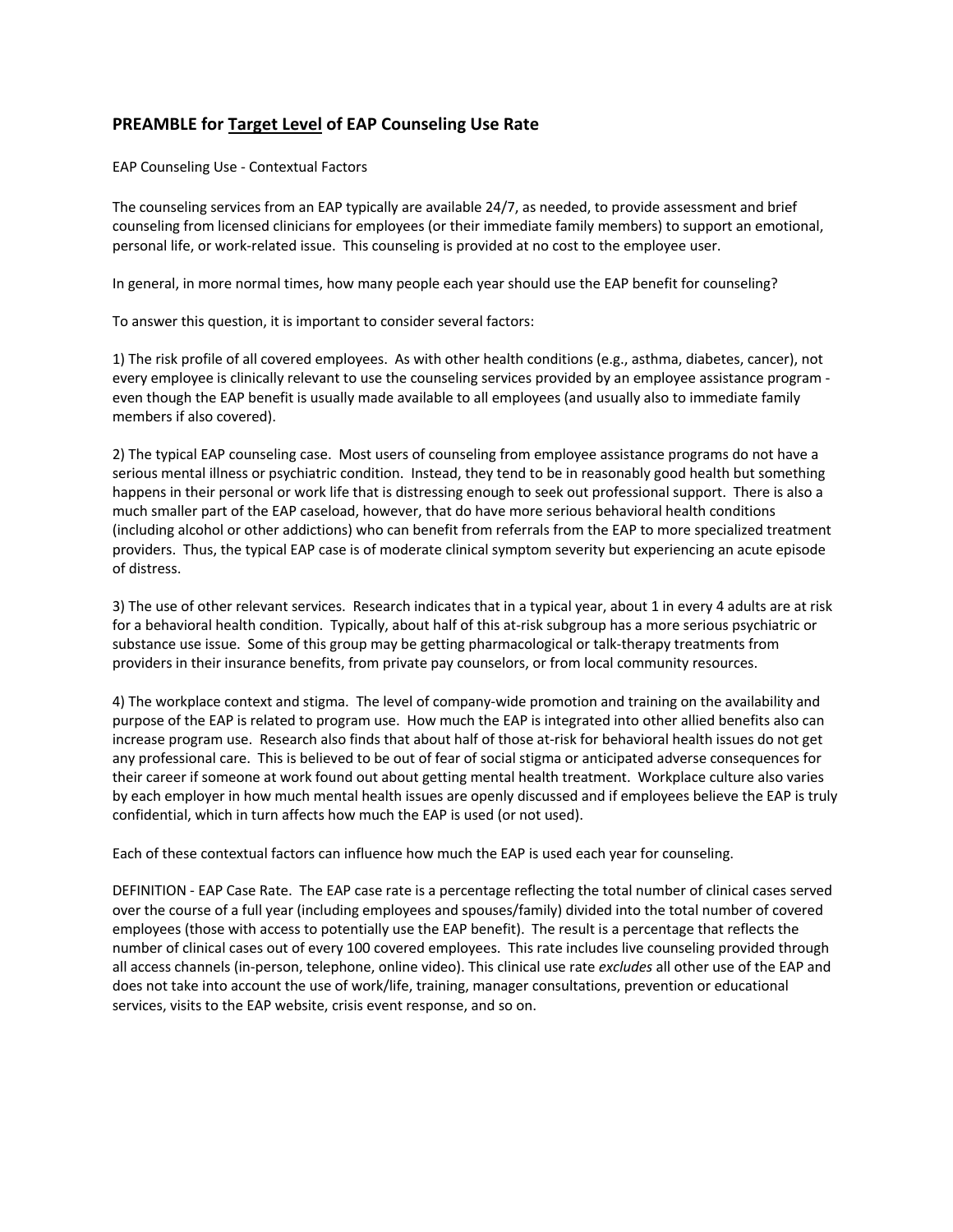## PREAMBLE for <u>Target Level</u> of EAP Counseling Use Rate

EAP Counseling Use - Contextual Factors

The counseling services from an EAP typically are available 24/7, as needed, to provide assessment and brief counseling from licensed clinicians for employees (or their immediate family members) to support an emotional, personal life, or work-related issue. This counseling is provided at no cost to the employee user.

In general, in more normal times, how many people each year should use the EAP benefit for counseling?

To answer this question, it is important to consider several factors:

1) The risk profile of all covered employees. As with other health conditions (e.g., asthma, diabetes, cancer), not every employee is clinically relevant to use the counseling services provided by an employee assistance program - even though the EAP benefit is usually made available to all employees (and usually also to immediate family members if also covered).

2) The typical EAP counseling case. Most users of counseling from employee assistance programs do not have a serious mental illness or psychiatric condition. Instead, they tend to be in reasonably good health but something happens in their personal or work life that is distressing enough to seek out professional support. There is also a much smaller part of the EAP caseload, however, that do have more serious behavioral health conditions (including alcohol or other addictions) who can benefit from referrals from the EAP to more specialized treatment providers. Thus, the typical EAP case is of moderate clinical symptom severity but experiencing an acute episode of distress.

3) The use of other relevant services. Research indicates that in a typical year, about 1 in every 4 adults are at risk for a behavioral health condition. Typically, about half of this at-risk subgroup has a more serious psychiatric or substance use issue. Some of this group may be getting pharmacological or talk-therapy treatments from providers in their insurance benefits, from private pay counselors, or from local community resources.

4) The workplace context and stigma. The level of company-wide promotion and training on the availability and purpose of the EAP is related to program use. How much the EAP is integrated into other allied benefits also can increase program use. Research also finds that about half of those at-risk for behavioral health issues do not get any professional care. This is believed to be out of fear of social stigma or anticipated adverse consequences for their career if someone at work found out about getting mental health treatment. Workplace culture also varies by each employer in how much mental health issues are openly discussed and if employees believe the EAP is truly confidential, which in turn affects how much the EAP is used (or not used).

Each of these contextual factors can influence how much the EAP is used each year for counseling.

DEFINITION - EAP Case Rate. The EAP case rate is a percentage reflecting the total number of clinical cases served over the course of a full year (including employees and spouses/family) divided into the total number of covered employees (those with access to potentially use the EAP benefit). The result is a percentage that reflects the number of clinical cases out of every 100 covered employees. This rate includes live counseling provided through all access channels (in-person, telephone, online video). This clinical use rate *excludes* all other use of the EAP and does not take into account the use of work/life, training, manager consultations, prevention or educational services, visits to the EAP website, crisis event response, and so on.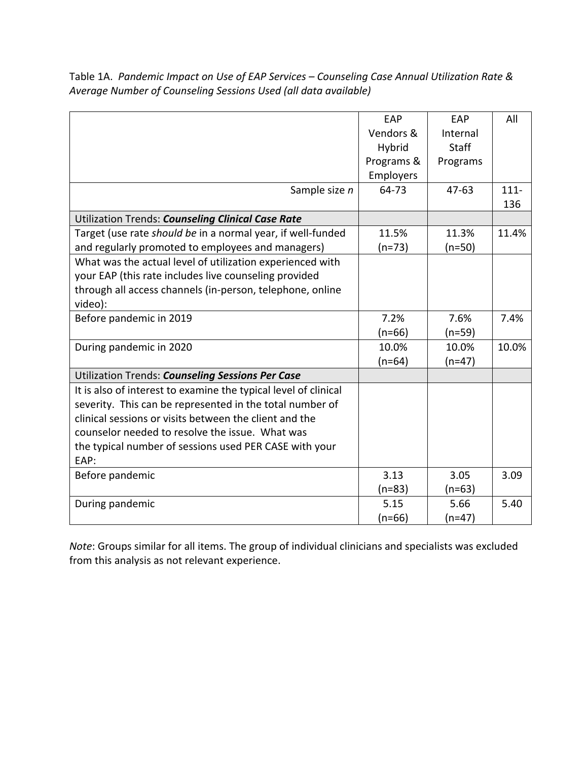Table 1A. *Pandemic Impact on Use of EAP Services – Counseling Case Annual Utilization Rate & Average Number of Counseling Sessions Used (all data available)*

| | EAP Vendors & Hybrid Programs & Employers | EAP Internal Staff Programs | All |
|---|---|---|---|
| Sample size *n* | 64-73 | 47-63 | 111-136 |
| Utilization Trends: ***Counseling Clinical Case Rate*** | | | |
| Target (use rate *should be* in a normal year, if well-funded and regularly promoted to employees and managers) | 11.5% (n=73) | 11.3% (n=50) | 11.4% |
| What was the actual level of utilization experienced with your EAP (this rate includes live counseling provided through all access channels (in-person, telephone, online video): | | | |
| Before pandemic in 2019 | 7.2% (n=66) | 7.6% (n=59) | 7.4% |
| During pandemic in 2020 | 10.0% (n=64) | 10.0% (n=47) | 10.0% |
| Utilization Trends: ***Counseling Sessions Per Case*** | | | |
| It is also of interest to examine the typical level of clinical severity. This can be represented in the total number of clinical sessions or visits between the client and the counselor needed to resolve the issue. What was the typical number of sessions used PER CASE with your EAP: | | | |
| Before pandemic | 3.13 (n=83) | 3.05 (n=63) | 3.09 |
| During pandemic | 5.15 (n=66) | 5.66 (n=47) | 5.40 |

*Note*: Groups similar for all items. The group of individual clinicians and specialists was excluded from this analysis as not relevant experience.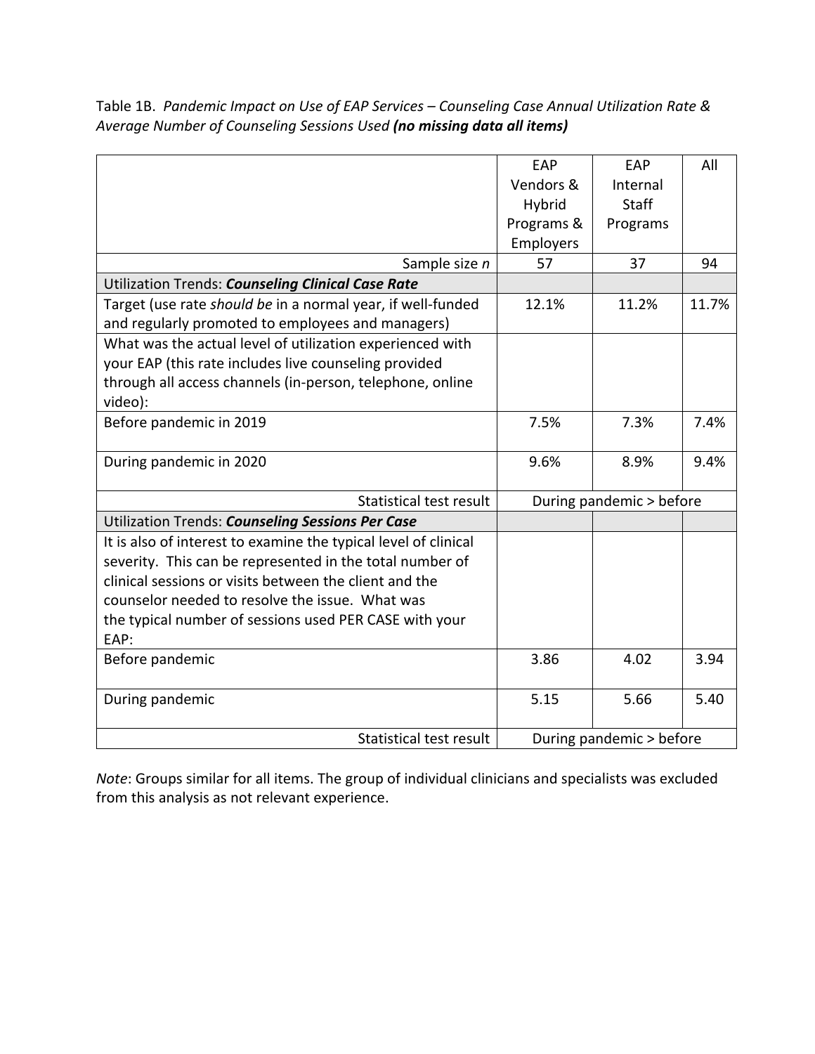Table 1B. *Pandemic Impact on Use of EAP Services – Counseling Case Annual Utilization Rate & Average Number of Counseling Sessions Used* ***(no missing data all items)***

| | EAP Vendors & Hybrid Programs & Employers | EAP Internal Staff Programs | All |
|---|---|---|---|
| Sample size *n* | 57 | 37 | 94 |
| Utilization Trends: ***Counseling Clinical Case Rate*** | | | |
| Target (use rate *should be* in a normal year, if well-funded and regularly promoted to employees and managers) | 12.1% | 11.2% | 11.7% |
| What was the actual level of utilization experienced with your EAP (this rate includes live counseling provided through all access channels (in-person, telephone, online video): | | | |
| Before pandemic in 2019 | 7.5% | 7.3% | 7.4% |
| During pandemic in 2020 | 9.6% | 8.9% | 9.4% |
| Statistical test result | During pandemic > before | | |
| Utilization Trends: ***Counseling Sessions Per Case*** | | | |
| It is also of interest to examine the typical level of clinical severity. This can be represented in the total number of clinical sessions or visits between the client and the counselor needed to resolve the issue. What was the typical number of sessions used PER CASE with your EAP: | | | |
| Before pandemic | 3.86 | 4.02 | 3.94 |
| During pandemic | 5.15 | 5.66 | 5.40 |
| Statistical test result | During pandemic > before | | |

*Note*: Groups similar for all items. The group of individual clinicians and specialists was excluded from this analysis as not relevant experience.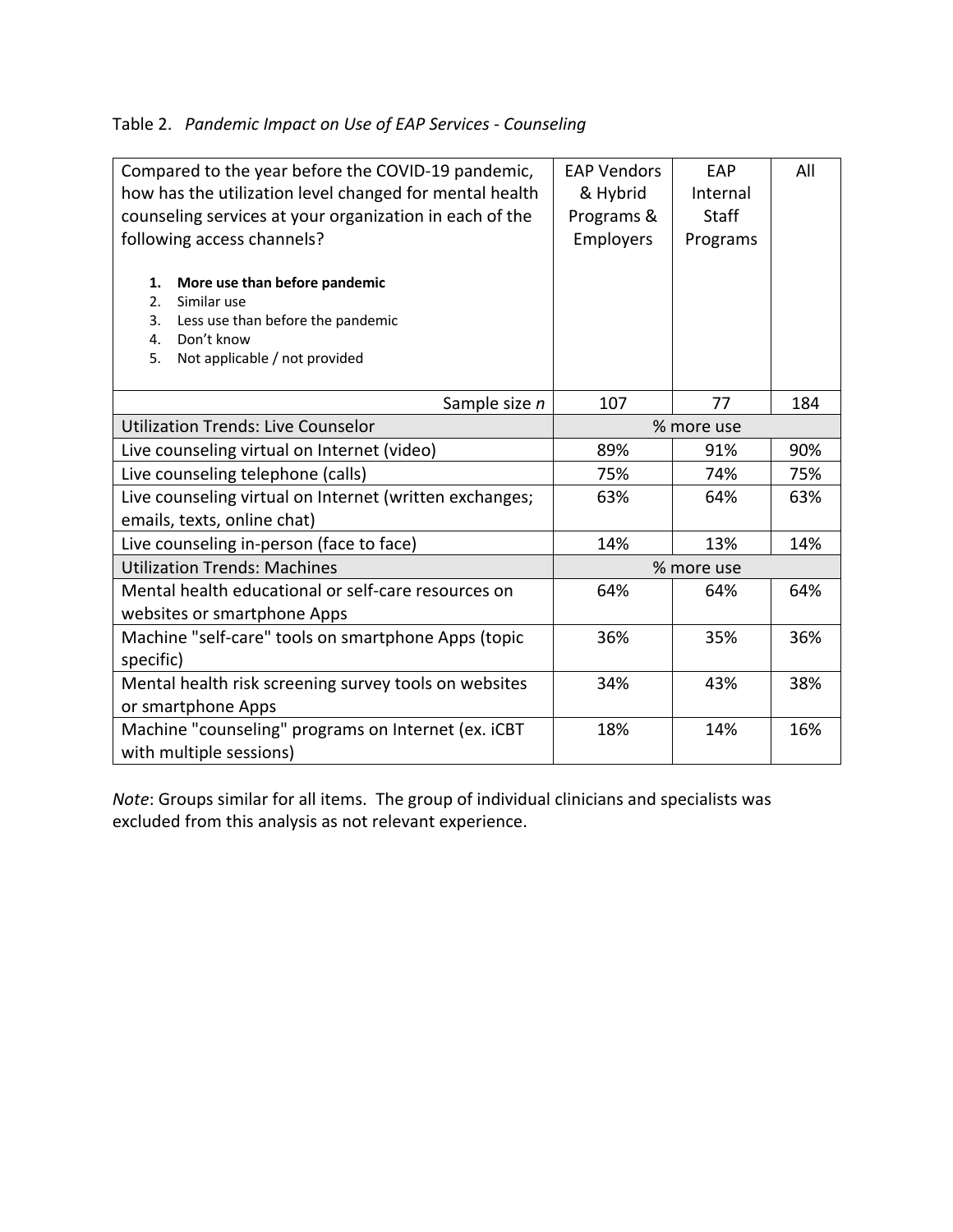Table 2. *Pandemic Impact on Use of EAP Services - Counseling*

| Compared to the year before the COVID-19 pandemic, how has the utilization level changed for mental health counseling services at your organization in each of the following access channels?<br><br>1. **More use than before pandemic**<br>2. Similar use<br>3. Less use than before the pandemic<br>4. Don't know<br>5. Not applicable / not provided | EAP Vendors & Hybrid Programs & Employers | EAP Internal Staff Programs | All |
|---|---|---|---|
| Sample size *n* | 107 | 77 | 184 |
| Utilization Trends: Live Counselor | % more use | | |
| Live counseling virtual on Internet (video) | 89% | 91% | 90% |
| Live counseling telephone (calls) | 75% | 74% | 75% |
| Live counseling virtual on Internet (written exchanges; emails, texts, online chat) | 63% | 64% | 63% |
| Live counseling in-person (face to face) | 14% | 13% | 14% |
| Utilization Trends: Machines | % more use | | |
| Mental health educational or self-care resources on websites or smartphone Apps | 64% | 64% | 64% |
| Machine "self-care" tools on smartphone Apps (topic specific) | 36% | 35% | 36% |
| Mental health risk screening survey tools on websites or smartphone Apps | 34% | 43% | 38% |
| Machine "counseling" programs on Internet (ex. iCBT with multiple sessions) | 18% | 14% | 16% |

*Note*: Groups similar for all items. The group of individual clinicians and specialists was excluded from this analysis as not relevant experience.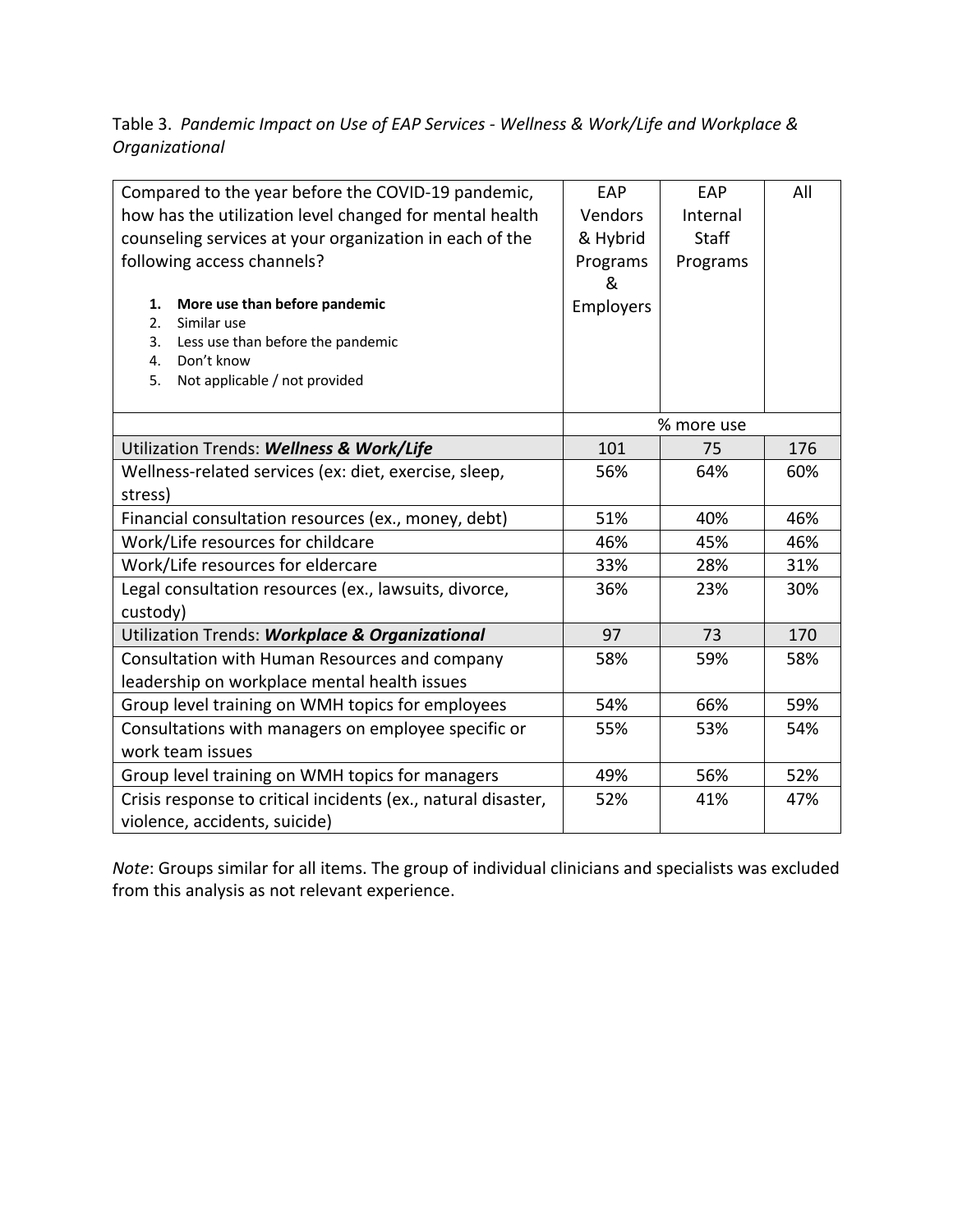Table 3. *Pandemic Impact on Use of EAP Services - Wellness & Work/Life and Workplace & Organizational*

| Compared to the year before the COVID-19 pandemic, how has the utilization level changed for mental health counseling services at your organization in each of the following access channels?<br><br>1. **More use than before pandemic**<br>2. Similar use<br>3. Less use than before the pandemic<br>4. Don't know<br>5. Not applicable / not provided | EAP Vendors & Hybrid Programs & Employers | EAP Internal Staff Programs | All |
|---|---|---|---|
| | % more use | | |
| Utilization Trends: ***Wellness & Work/Life*** | 101 | 75 | 176 |
| Wellness-related services (ex: diet, exercise, sleep, stress) | 56% | 64% | 60% |
| Financial consultation resources (ex., money, debt) | 51% | 40% | 46% |
| Work/Life resources for childcare | 46% | 45% | 46% |
| Work/Life resources for eldercare | 33% | 28% | 31% |
| Legal consultation resources (ex., lawsuits, divorce, custody) | 36% | 23% | 30% |
| Utilization Trends: ***Workplace & Organizational*** | 97 | 73 | 170 |
| Consultation with Human Resources and company leadership on workplace mental health issues | 58% | 59% | 58% |
| Group level training on WMH topics for employees | 54% | 66% | 59% |
| Consultations with managers on employee specific or work team issues | 55% | 53% | 54% |
| Group level training on WMH topics for managers | 49% | 56% | 52% |
| Crisis response to critical incidents (ex., natural disaster, violence, accidents, suicide) | 52% | 41% | 47% |

*Note*: Groups similar for all items. The group of individual clinicians and specialists was excluded from this analysis as not relevant experience.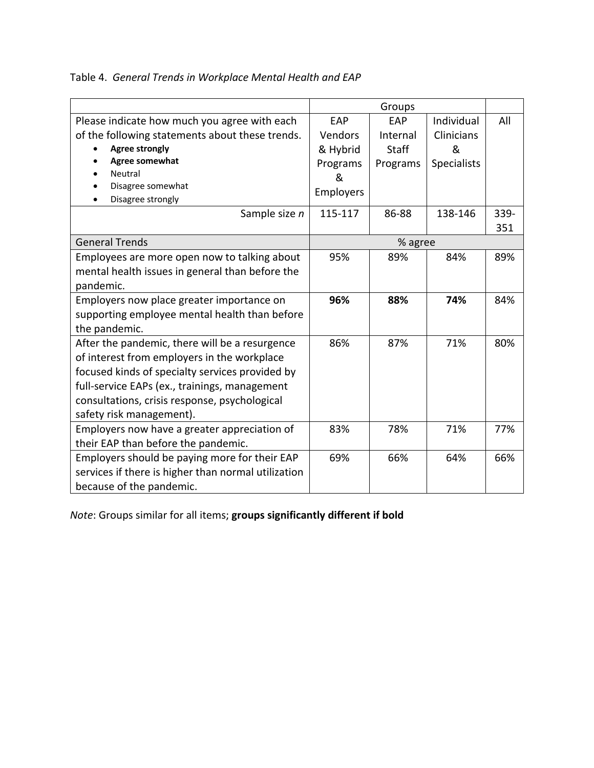Table 4. *General Trends in Workplace Mental Health and EAP*

| | Groups | | | |
|---|---|---|---|---|
| Please indicate how much you agree with each of the following statements about these trends.<br>• **Agree strongly**<br>• **Agree somewhat**<br>• Neutral<br>• Disagree somewhat<br>• Disagree strongly | EAP Vendors & Hybrid Programs & Employers | EAP Internal Staff Programs | Individual Clinicians & Specialists | All |
| Sample size *n* | 115-117 | 86-88 | 138-146 | 339-351 |
| General Trends | % agree | | | |
| Employees are more open now to talking about mental health issues in general than before the pandemic. | 95% | 89% | 84% | 89% |
| Employers now place greater importance on supporting employee mental health than before the pandemic. | **96%** | **88%** | **74%** | 84% |
| After the pandemic, there will be a resurgence of interest from employers in the workplace focused kinds of specialty services provided by full-service EAPs (ex., trainings, management consultations, crisis response, psychological safety risk management). | 86% | 87% | 71% | 80% |
| Employers now have a greater appreciation of their EAP than before the pandemic. | 83% | 78% | 71% | 77% |
| Employers should be paying more for their EAP services if there is higher than normal utilization because of the pandemic. | 69% | 66% | 64% | 66% |

*Note*: Groups similar for all items; **groups significantly different if bold**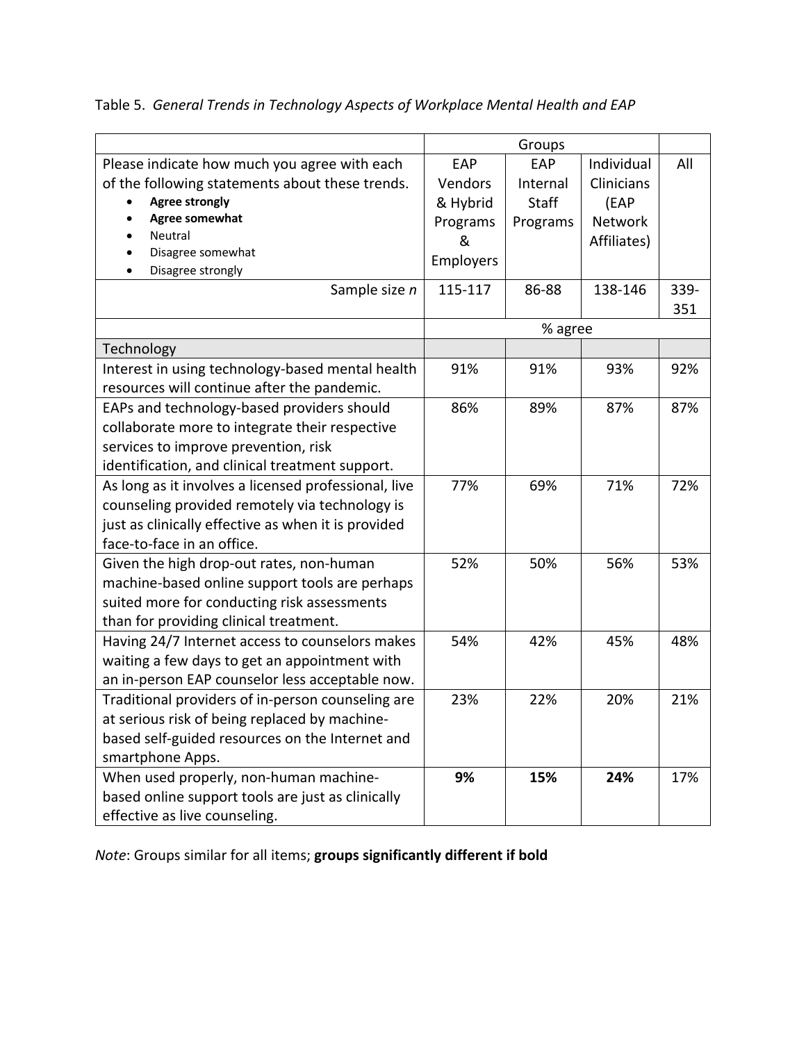Table 5. *General Trends in Technology Aspects of Workplace Mental Health and EAP*

| | Groups | | | |
|---|---|---|---|---|
| Please indicate how much you agree with each of the following statements about these trends.<br>• **Agree strongly**<br>• **Agree somewhat**<br>• Neutral<br>• Disagree somewhat<br>• Disagree strongly | EAP Vendors & Hybrid Programs & Employers | EAP Internal Staff Programs | Individual Clinicians (EAP Network Affiliates) | All |
| Sample size *n* | 115-117 | 86-88 | 138-146 | 339-351 |
| | % agree | | | |
| Technology | | | | |
| Interest in using technology-based mental health resources will continue after the pandemic. | 91% | 91% | 93% | 92% |
| EAPs and technology-based providers should collaborate more to integrate their respective services to improve prevention, risk identification, and clinical treatment support. | 86% | 89% | 87% | 87% |
| As long as it involves a licensed professional, live counseling provided remotely via technology is just as clinically effective as when it is provided face-to-face in an office. | 77% | 69% | 71% | 72% |
| Given the high drop-out rates, non-human machine-based online support tools are perhaps suited more for conducting risk assessments than for providing clinical treatment. | 52% | 50% | 56% | 53% |
| Having 24/7 Internet access to counselors makes waiting a few days to get an appointment with an in-person EAP counselor less acceptable now. | 54% | 42% | 45% | 48% |
| Traditional providers of in-person counseling are at serious risk of being replaced by machine-based self-guided resources on the Internet and smartphone Apps. | 23% | 22% | 20% | 21% |
| When used properly, non-human machine-based online support tools are just as clinically effective as live counseling. | **9%** | **15%** | **24%** | 17% |

*Note*: Groups similar for all items; **groups significantly different if bold**